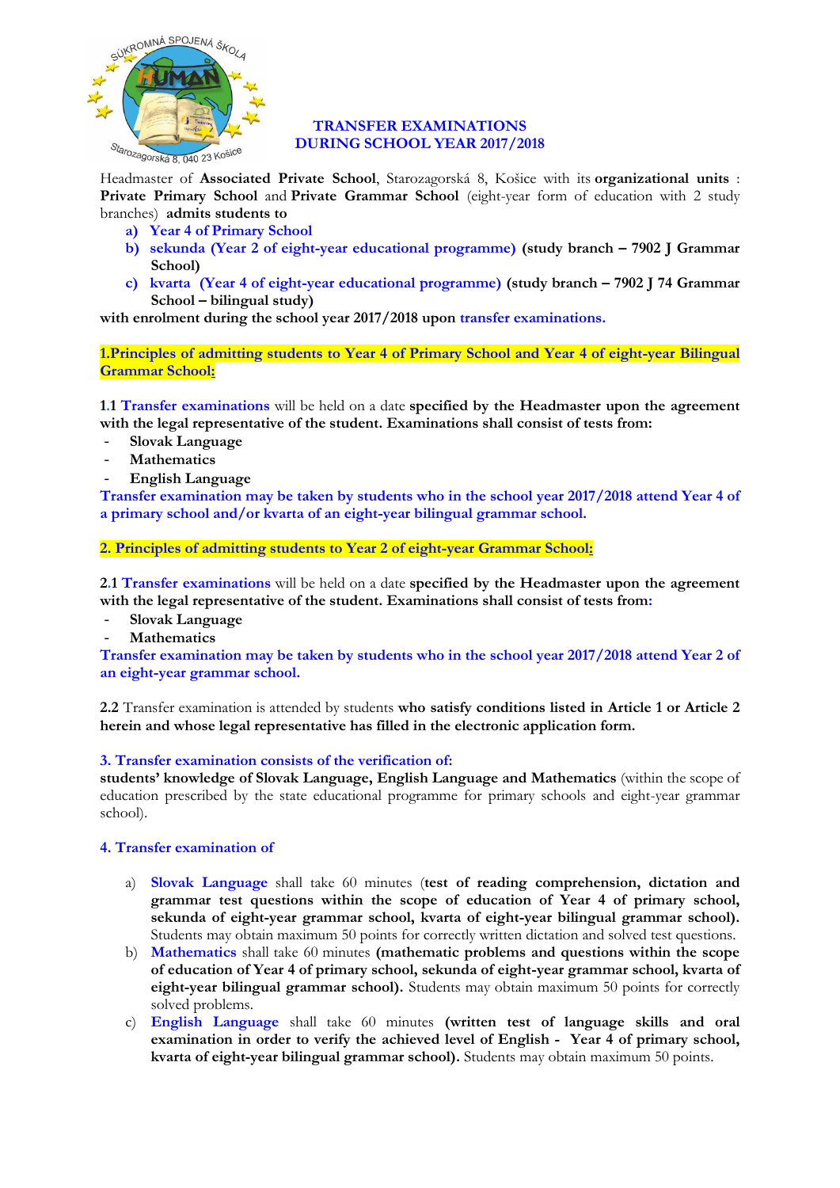# TRANSFER EXAMINATIONS DURING SCHOOL YEAR 2017/2018

Headmaster of **Associated Private School**, Starozagorská 8, Košice with its **organizational units** : **Private Primary School** and **Private Grammar School** (eight-year form of education with 2 study branches) **admits students to**

a) Year 4 of Primary School
b) sekunda (Year 2 of eight-year educational programme) **(study branch – 7902 J Grammar School)**
c) kvarta (Year 4 of eight-year educational programme) **(study branch – 7902 J 74 Grammar School – bilingual study)**

**with enrolment during the school year 2017/2018 upon** transfer examinations.

## 1.Principles of admitting students to Year 4 of Primary School and Year 4 of eight-year Bilingual Grammar School:

1.1 Transfer examinations will be held on a date **specified by the Headmaster upon the agreement with the legal representative of the student. Examinations shall consist of tests from:**

- **Slovak Language**
- **Mathematics**
- **English Language**

**Transfer examination may be taken by students who in the school year 2017/2018 attend Year 4 of a primary school and/or kvarta of an eight-year bilingual grammar school.**

## 2. Principles of admitting students to Year 2 of eight-year Grammar School:

2.1 Transfer examinations will be held on a date **specified by the Headmaster upon the agreement with the legal representative of the student. Examinations shall consist of tests from:**

- **Slovak Language**
- **Mathematics**

**Transfer examination may be taken by students who in the school year 2017/2018 attend Year 2 of an eight-year grammar school.**

**2.2** Transfer examination is attended by students **who satisfy conditions listed in Article 1 or Article 2 herein and whose legal representative has filled in the electronic application form.**

## 3. Transfer examination consists of the verification of:

**students' knowledge of Slovak Language, English Language and Mathematics** (within the scope of education prescribed by the state educational programme for primary schools and eight-year grammar school).

## 4. Transfer examination of

a) Slovak Language shall take 60 minutes (**test of reading comprehension, dictation and grammar test questions within the scope of education of Year 4 of primary school, sekunda of eight-year grammar school, kvarta of eight-year bilingual grammar school).** Students may obtain maximum 50 points for correctly written dictation and solved test questions.

b) Mathematics shall take 60 minutes **(mathematic problems and questions within the scope of education of Year 4 of primary school, sekunda of eight-year grammar school, kvarta of eight-year bilingual grammar school).** Students may obtain maximum 50 points for correctly solved problems.

c) English Language shall take 60 minutes **(written test of language skills and oral examination in order to verify the achieved level of English - Year 4 of primary school, kvarta of eight-year bilingual grammar school).** Students may obtain maximum 50 points.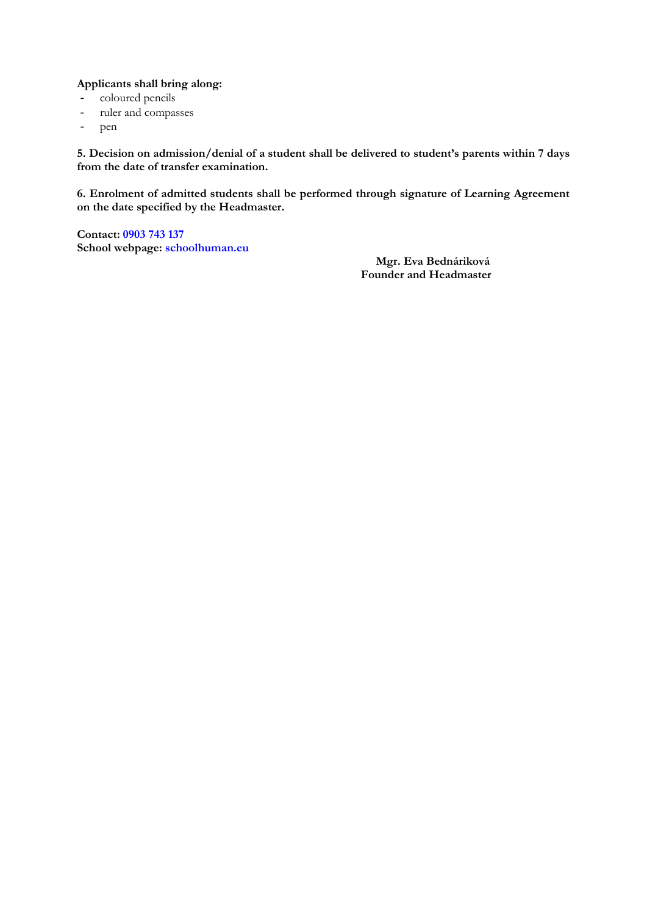**Applicants shall bring along:**

- coloured pencils
- ruler and compasses
- pen

**5. Decision on admission/denial of a student shall be delivered to student's parents within 7 days from the date of transfer examination.**

**6. Enrolment of admitted students shall be performed through signature of Learning Agreement on the date specified by the Headmaster.**

**Contact:** **0903 743 137**
**School webpage:** **schoolhuman.eu**

**Mgr. Eva Bednáriková**
**Founder and Headmaster**